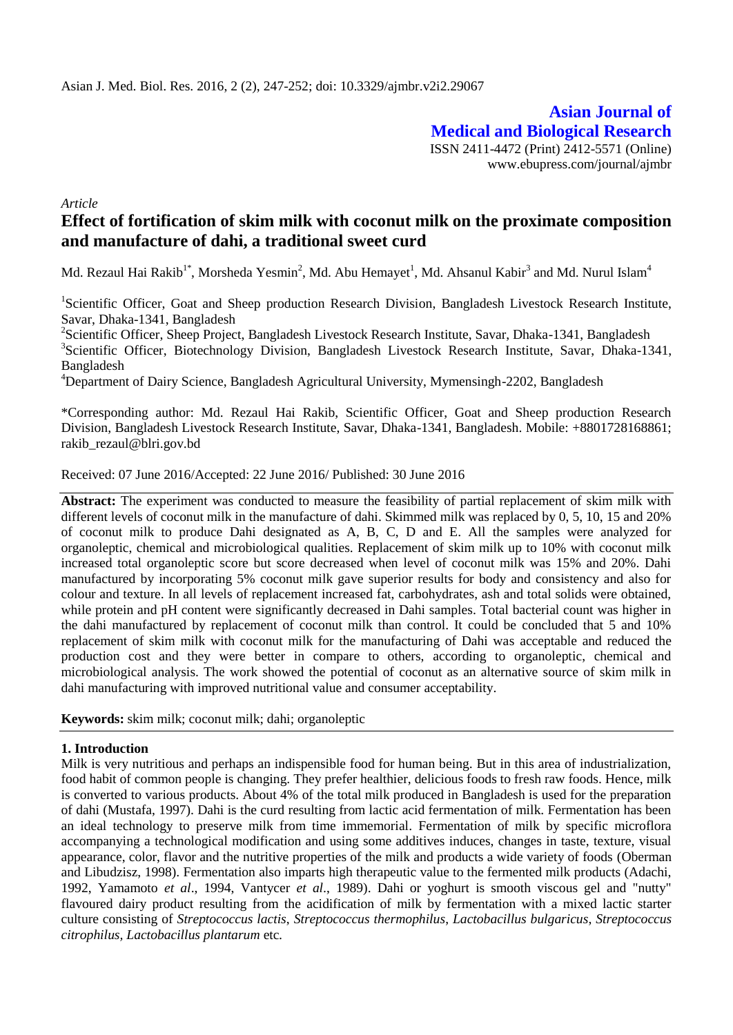*Article*

# Effect of fortification of skim milk with coconut milk on the proximate composition and manufacture of dahi, a traditional sweet curd

Md. Rezaul Hai Rakib[1*], Morsheda Yesmin[2], Md. Abu Hemayet[1], Md. Ahsanul Kabir[3] and Md. Nurul Islam[4]

[1]Scientific Officer, Goat and Sheep production Research Division, Bangladesh Livestock Research Institute, Savar, Dhaka-1341, Bangladesh

[2]Scientific Officer, Sheep Project, Bangladesh Livestock Research Institute, Savar, Dhaka-1341, Bangladesh

[3]Scientific Officer, Biotechnology Division, Bangladesh Livestock Research Institute, Savar, Dhaka-1341, Bangladesh

[4]Department of Dairy Science, Bangladesh Agricultural University, Mymensingh-2202, Bangladesh

*Corresponding author: Md. Rezaul Hai Rakib, Scientific Officer, Goat and Sheep production Research Division, Bangladesh Livestock Research Institute, Savar, Dhaka-1341, Bangladesh. Mobile: +8801728168861; rakib_rezaul@blri.gov.bd

Received: 07 June 2016/Accepted: 22 June 2016/ Published: 30 June 2016

**Abstract:** The experiment was conducted to measure the feasibility of partial replacement of skim milk with different levels of coconut milk in the manufacture of dahi. Skimmed milk was replaced by 0, 5, 10, 15 and 20% of coconut milk to produce Dahi designated as A, B, C, D and E. All the samples were analyzed for organoleptic, chemical and microbiological qualities. Replacement of skim milk up to 10% with coconut milk increased total organoleptic score but score decreased when level of coconut milk was 15% and 20%. Dahi manufactured by incorporating 5% coconut milk gave superior results for body and consistency and also for colour and texture. In all levels of replacement increased fat, carbohydrates, ash and total solids were obtained, while protein and pH content were significantly decreased in Dahi samples. Total bacterial count was higher in the dahi manufactured by replacement of coconut milk than control. It could be concluded that 5 and 10% replacement of skim milk with coconut milk for the manufacturing of Dahi was acceptable and reduced the production cost and they were better in compare to others, according to organoleptic, chemical and microbiological analysis. The work showed the potential of coconut as an alternative source of skim milk in dahi manufacturing with improved nutritional value and consumer acceptability.

**Keywords:** skim milk; coconut milk; dahi; organoleptic

## 1. Introduction

Milk is very nutritious and perhaps an indispensible food for human being. But in this area of industrialization, food habit of common people is changing. They prefer healthier, delicious foods to fresh raw foods. Hence, milk is converted to various products. About 4% of the total milk produced in Bangladesh is used for the preparation of dahi (Mustafa, 1997). Dahi is the curd resulting from lactic acid fermentation of milk. Fermentation has been an ideal technology to preserve milk from time immemorial. Fermentation of milk by specific microflora accompanying a technological modification and using some additives induces, changes in taste, texture, visual appearance, color, flavor and the nutritive properties of the milk and products a wide variety of foods (Oberman and Libudzisz, 1998). Fermentation also imparts high therapeutic value to the fermented milk products (Adachi, 1992, Yamamoto *et al*., 1994, Vantycer *et al*., 1989). Dahi or yoghurt is smooth viscous gel and "nutty" flavoured dairy product resulting from the acidification of milk by fermentation with a mixed lactic starter culture consisting of *Streptococcus lactis*, *Streptococcus thermophilus*, *Lactobacillus bulgaricus*, *Streptococcus citrophilus, Lactobacillus plantarum* etc.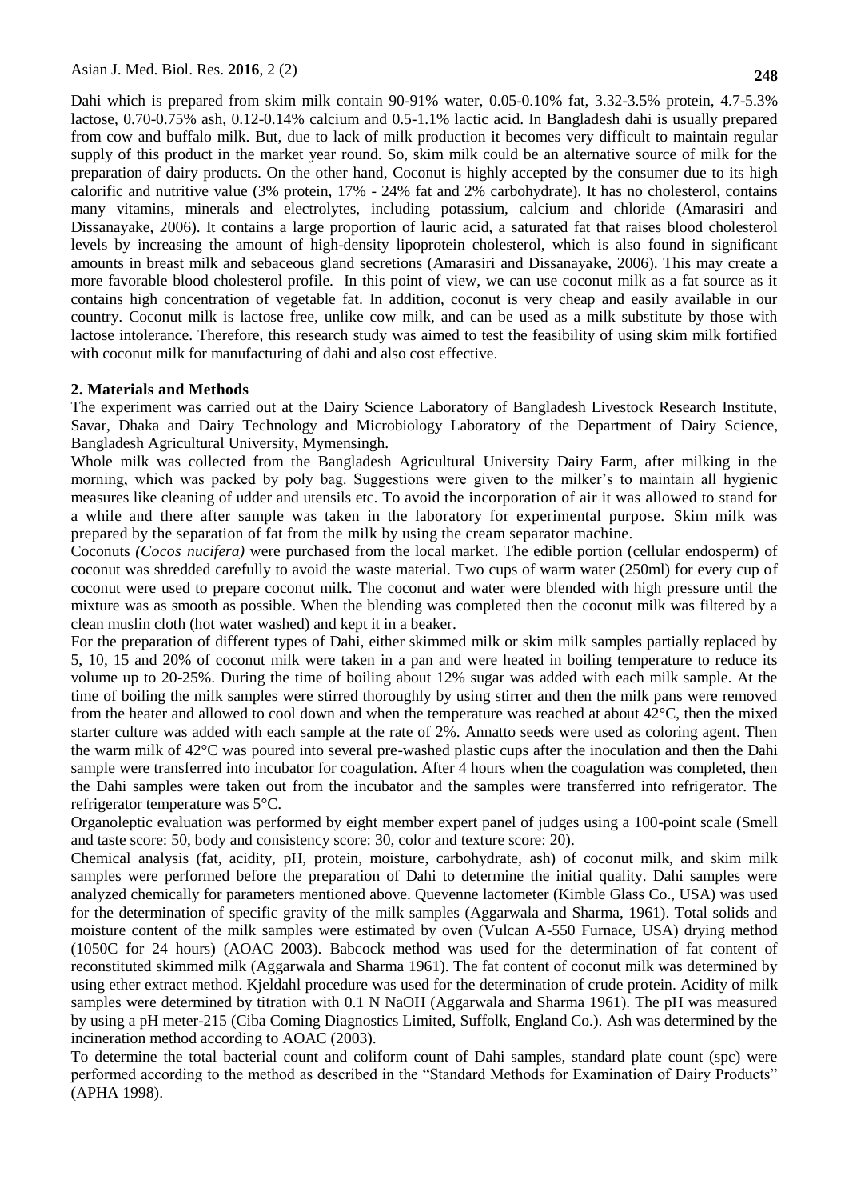Dahi which is prepared from skim milk contain 90-91% water, 0.05-0.10% fat, 3.32-3.5% protein, 4.7-5.3% lactose, 0.70-0.75% ash, 0.12-0.14% calcium and 0.5-1.1% lactic acid. In Bangladesh dahi is usually prepared from cow and buffalo milk. But, due to lack of milk production it becomes very difficult to maintain regular supply of this product in the market year round. So, skim milk could be an alternative source of milk for the preparation of dairy products. On the other hand, Coconut is highly accepted by the consumer due to its high calorific and nutritive value (3% protein, 17% - 24% fat and 2% carbohydrate). It has no cholesterol, contains many vitamins, minerals and electrolytes, including potassium, calcium and chloride (Amarasiri and Dissanayake, 2006). It contains a large proportion of lauric acid, a saturated fat that raises blood cholesterol levels by increasing the amount of high-density lipoprotein cholesterol, which is also found in significant amounts in breast milk and sebaceous gland secretions (Amarasiri and Dissanayake, 2006). This may create a more favorable blood cholesterol profile. In this point of view, we can use coconut milk as a fat source as it contains high concentration of vegetable fat. In addition, coconut is very cheap and easily available in our country. Coconut milk is lactose free, unlike cow milk, and can be used as a milk substitute by those with lactose intolerance. Therefore, this research study was aimed to test the feasibility of using skim milk fortified with coconut milk for manufacturing of dahi and also cost effective.

## 2. Materials and Methods

The experiment was carried out at the Dairy Science Laboratory of Bangladesh Livestock Research Institute, Savar, Dhaka and Dairy Technology and Microbiology Laboratory of the Department of Dairy Science, Bangladesh Agricultural University, Mymensingh.

Whole milk was collected from the Bangladesh Agricultural University Dairy Farm, after milking in the morning, which was packed by poly bag. Suggestions were given to the milker's to maintain all hygienic measures like cleaning of udder and utensils etc. To avoid the incorporation of air it was allowed to stand for a while and there after sample was taken in the laboratory for experimental purpose. Skim milk was prepared by the separation of fat from the milk by using the cream separator machine.

Coconuts *(Cocos nucifera)* were purchased from the local market. The edible portion (cellular endosperm) of coconut was shredded carefully to avoid the waste material. Two cups of warm water (250ml) for every cup of coconut were used to prepare coconut milk. The coconut and water were blended with high pressure until the mixture was as smooth as possible. When the blending was completed then the coconut milk was filtered by a clean muslin cloth (hot water washed) and kept it in a beaker.

For the preparation of different types of Dahi, either skimmed milk or skim milk samples partially replaced by 5, 10, 15 and 20% of coconut milk were taken in a pan and were heated in boiling temperature to reduce its volume up to 20-25%. During the time of boiling about 12% sugar was added with each milk sample. At the time of boiling the milk samples were stirred thoroughly by using stirrer and then the milk pans were removed from the heater and allowed to cool down and when the temperature was reached at about 42°C, then the mixed starter culture was added with each sample at the rate of 2%. Annatto seeds were used as coloring agent. Then the warm milk of 42°C was poured into several pre-washed plastic cups after the inoculation and then the Dahi sample were transferred into incubator for coagulation. After 4 hours when the coagulation was completed, then the Dahi samples were taken out from the incubator and the samples were transferred into refrigerator. The refrigerator temperature was 5°C.

Organoleptic evaluation was performed by eight member expert panel of judges using a 100-point scale (Smell and taste score: 50, body and consistency score: 30, color and texture score: 20).

Chemical analysis (fat, acidity, pH, protein, moisture, carbohydrate, ash) of coconut milk, and skim milk samples were performed before the preparation of Dahi to determine the initial quality. Dahi samples were analyzed chemically for parameters mentioned above. Quevenne lactometer (Kimble Glass Co., USA) was used for the determination of specific gravity of the milk samples (Aggarwala and Sharma, 1961). Total solids and moisture content of the milk samples were estimated by oven (Vulcan A-550 Furnace, USA) drying method (1050C for 24 hours) (AOAC 2003). Babcock method was used for the determination of fat content of reconstituted skimmed milk (Aggarwala and Sharma 1961). The fat content of coconut milk was determined by using ether extract method. Kjeldahl procedure was used for the determination of crude protein. Acidity of milk samples were determined by titration with 0.1 N NaOH (Aggarwala and Sharma 1961). The pH was measured by using a pH meter-215 (Ciba Coming Diagnostics Limited, Suffolk, England Co.). Ash was determined by the incineration method according to AOAC (2003).

To determine the total bacterial count and coliform count of Dahi samples, standard plate count (spc) were performed according to the method as described in the "Standard Methods for Examination of Dairy Products" (APHA 1998).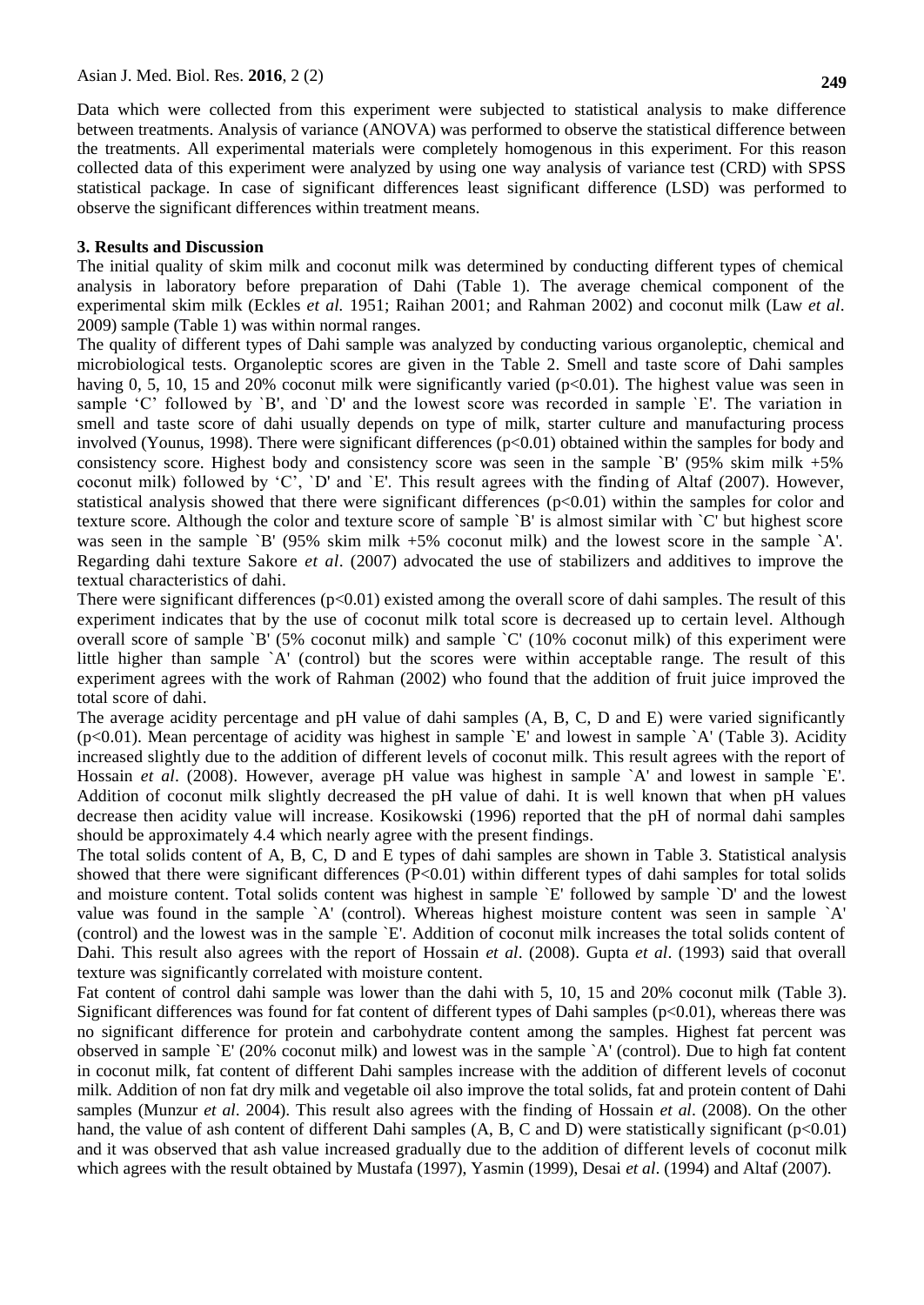Data which were collected from this experiment were subjected to statistical analysis to make difference between treatments. Analysis of variance (ANOVA) was performed to observe the statistical difference between the treatments. All experimental materials were completely homogenous in this experiment. For this reason collected data of this experiment were analyzed by using one way analysis of variance test (CRD) with SPSS statistical package. In case of significant differences least significant difference (LSD) was performed to observe the significant differences within treatment means.

## 3. Results and Discussion

The initial quality of skim milk and coconut milk was determined by conducting different types of chemical analysis in laboratory before preparation of Dahi (Table 1). The average chemical component of the experimental skim milk (Eckles *et al.* 1951; Raihan 2001; and Rahman 2002) and coconut milk (Law *et al*. 2009) sample (Table 1) was within normal ranges.

The quality of different types of Dahi sample was analyzed by conducting various organoleptic, chemical and microbiological tests. Organoleptic scores are given in the Table 2. Smell and taste score of Dahi samples having 0, 5, 10, 15 and 20% coconut milk were significantly varied ($p<0.01$). The highest value was seen in sample 'C' followed by `B', and `D' and the lowest score was recorded in sample `E'. The variation in smell and taste score of dahi usually depends on type of milk, starter culture and manufacturing process involved (Younus, 1998). There were significant differences ($p<0.01$) obtained within the samples for body and consistency score. Highest body and consistency score was seen in the sample `B' (95% skim milk +5% coconut milk) followed by 'C', `D' and `E'. This result agrees with the finding of Altaf (2007). However, statistical analysis showed that there were significant differences ($p<0.01$) within the samples for color and texture score. Although the color and texture score of sample `B' is almost similar with `C' but highest score was seen in the sample `B' (95% skim milk +5% coconut milk) and the lowest score in the sample `A'. Regarding dahi texture Sakore *et al*. (2007) advocated the use of stabilizers and additives to improve the textual characteristics of dahi.

There were significant differences ($p<0.01$) existed among the overall score of dahi samples. The result of this experiment indicates that by the use of coconut milk total score is decreased up to certain level. Although overall score of sample `B' (5% coconut milk) and sample `C' (10% coconut milk) of this experiment were little higher than sample `A' (control) but the scores were within acceptable range. The result of this experiment agrees with the work of Rahman (2002) who found that the addition of fruit juice improved the total score of dahi.

The average acidity percentage and pH value of dahi samples (A, B, C, D and E) were varied significantly ($p<0.01$). Mean percentage of acidity was highest in sample `E' and lowest in sample `A' (Table 3). Acidity increased slightly due to the addition of different levels of coconut milk. This result agrees with the report of Hossain *et al*. (2008). However, average pH value was highest in sample `A' and lowest in sample `E'. Addition of coconut milk slightly decreased the pH value of dahi. It is well known that when pH values decrease then acidity value will increase. Kosikowski (1996) reported that the pH of normal dahi samples should be approximately 4.4 which nearly agree with the present findings.

The total solids content of A, B, C, D and E types of dahi samples are shown in Table 3. Statistical analysis showed that there were significant differences ($P<0.01$) within different types of dahi samples for total solids and moisture content. Total solids content was highest in sample `E' followed by sample `D' and the lowest value was found in the sample `A' (control). Whereas highest moisture content was seen in sample `A' (control) and the lowest was in the sample `E'. Addition of coconut milk increases the total solids content of Dahi. This result also agrees with the report of Hossain *et al*. (2008). Gupta *et al*. (1993) said that overall texture was significantly correlated with moisture content.

Fat content of control dahi sample was lower than the dahi with 5, 10, 15 and 20% coconut milk (Table 3). Significant differences was found for fat content of different types of Dahi samples ($p<0.01$), whereas there was no significant difference for protein and carbohydrate content among the samples. Highest fat percent was observed in sample `E' (20% coconut milk) and lowest was in the sample `A' (control). Due to high fat content in coconut milk, fat content of different Dahi samples increase with the addition of different levels of coconut milk. Addition of non fat dry milk and vegetable oil also improve the total solids, fat and protein content of Dahi samples (Munzur *et al*. 2004). This result also agrees with the finding of Hossain *et al*. (2008). On the other hand, the value of ash content of different Dahi samples (A, B, C and D) were statistically significant ($p<0.01$) and it was observed that ash value increased gradually due to the addition of different levels of coconut milk which agrees with the result obtained by Mustafa (1997), Yasmin (1999), Desai *et al*. (1994) and Altaf (2007).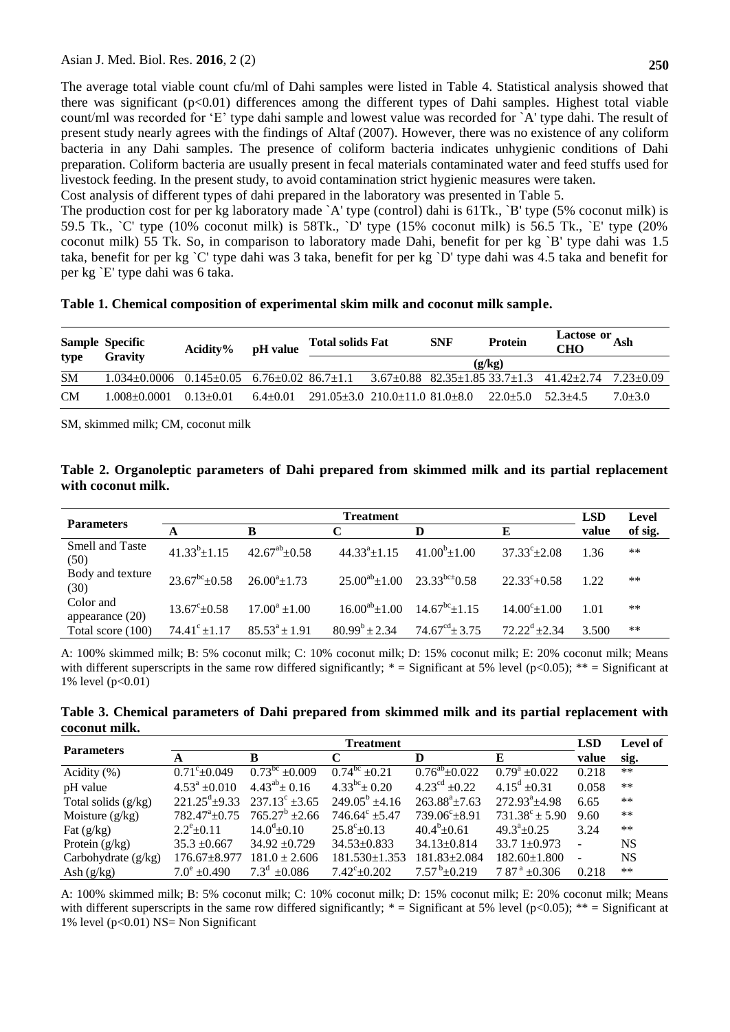The average total viable count cfu/ml of Dahi samples were listed in Table 4. Statistical analysis showed that there was significant ($p<0.01$) differences among the different types of Dahi samples. Highest total viable count/ml was recorded for 'E' type dahi sample and lowest value was recorded for `A' type dahi. The result of present study nearly agrees with the findings of Altaf (2007). However, there was no existence of any coliform bacteria in any Dahi samples. The presence of coliform bacteria indicates unhygienic conditions of Dahi preparation. Coliform bacteria are usually present in fecal materials contaminated water and feed stuffs used for livestock feeding. In the present study, to avoid contamination strict hygienic measures were taken.

Cost analysis of different types of dahi prepared in the laboratory was presented in Table 5.

The production cost for per kg laboratory made `A' type (control) dahi is 61Tk., `B' type (5% coconut milk) is 59.5 Tk., `C' type (10% coconut milk) is 58Tk., `D' type (15% coconut milk) is 56.5 Tk., `E' type (20% coconut milk) 55 Tk. So, in comparison to laboratory made Dahi, benefit for per kg `B' type dahi was 1.5 taka, benefit for per kg `C' type dahi was 3 taka, benefit for per kg `D' type dahi was 4.5 taka and benefit for per kg `E' type dahi was 6 taka.

**Table 1. Chemical composition of experimental skim milk and coconut milk sample.**

| Sample type | Specific Gravity | Acidity% | pH value | Total solids | Fat | SNF | Protein | Lactose or CHO | Ash |
|---|---|---|---|---|---|---|---|---|---|
| | | | | (g/kg) | | | | | |
| SM | 1.034±0.0006 | 0.145±0.05 | 6.76±0.02 | 86.7±1.1 | 3.67±0.88 | 82.35±1.85 | 33.7±1.3 | 41.42±2.74 | 7.23±0.09 |
| CM | 1.008±0.0001 | 0.13±0.01 | 6.4±0.01 | 291.05±3.0 | 210.0±11.0 | 81.0±8.0 | 22.0±5.0 | 52.3±4.5 | 7.0±3.0 |

SM, skimmed milk; CM, coconut milk

**Table 2. Organoleptic parameters of Dahi prepared from skimmed milk and its partial replacement with coconut milk.**

| Parameters | Treatment | | | | | LSD value | Level of sig. |
|---|---|---|---|---|---|---|---|
| | A | B | C | D | E | | |
| Smell and Taste (50) | $41.33^b$±1.15 | $42.67^{ab}$±0.58 | $44.33^a$±1.15 | $41.00^b$±1.00 | $37.33^c$±2.08 | 1.36 | ** |
| Body and texture (30) | $23.67^{bc}$±0.58 | $26.00^a$±1.73 | $25.00^{ab}$±1.00 | $23.33^{bc}$±0.58 | $22.33^c$+0.58 | 1.22 | ** |
| Color and appearance (20) | $13.67^c$±0.58 | $17.00^a$ ±1.00 | $16.00^{ab}$±1.00 | $14.67^{bc}$±1.15 | $14.00^c$±1.00 | 1.01 | ** |
| Total score (100) | $74.41^c$ ±1.17 | $85.53^a$ ± 1.91 | $80.99^b$ ± 2.34 | $74.67^{cd}$± 3.75 | $72.22^d$ ±2.34 | 3.500 | ** |

A: 100% skimmed milk; B: 5% coconut milk; C: 10% coconut milk; D: 15% coconut milk; E: 20% coconut milk; Means with different superscripts in the same row differed significantly; * = Significant at 5% level ($p<0.05$); ** = Significant at 1% level ($p<0.01$)

**Table 3. Chemical parameters of Dahi prepared from skimmed milk and its partial replacement with coconut milk.**

| Parameters | Treatment | | | | | LSD value | Level of sig. |
|---|---|---|---|---|---|---|---|
| | A | B | C | D | E | | |
| Acidity (%) | $0.71^c$±0.049 | $0.73^{bc}$ ±0.009 | $0.74^{bc}$ ±0.21 | $0.76^{ab}$±0.022 | $0.79^a$ ±0.022 | 0.218 | ** |
| pH value | $4.53^a$ ±0.010 | $4.43^{ab}$± 0.16 | $4.33^{bc}$± 0.20 | $4.23^{cd}$ ±0.22 | $4.15^d$ ±0.31 | 0.058 | ** |
| Total solids (g/kg) | $221.25^d$±9.33 | $237.13^c$ ±3.65 | $249.05^b$ ±4.16 | $263.88^a$±7.63 | $272.93^a$±4.98 | 6.65 | ** |
| Moisture (g/kg) | $782.47^a$±0.75 | $765.27^b$ ±2.66 | $746.64^c$ ±5.47 | $739.06^c$±8.91 | $731.38^c$± 5.90 | 9.60 | ** |
| Fat (g/kg) | $2.2^e$±0.11 | $14.0^d$±0.10 | $25.8^c$±0.13 | $40.4^b$±0.61 | $49.3^a$±0.25 | 3.24 | ** |
| Protein (g/kg) | 35.3 ±0.667 | 34.92 ±0.729 | 34.53±0.833 | 34.13±0.814 | 33.7 1±0.973 | - | NS |
| Carbohydrate (g/kg) | 176.67±8.977 | 181.0 ± 2.606 | 181.530±1.353 | 181.83±2.084 | 182.60±1.800 | - | NS |
| Ash (g/kg) | $7.0^e$ ±0.490 | $7.3^d$ ±0.086 | $7.42^c$±0.202 | $7.57^b$±0.219 | $7.87^a$ ±0.306 | 0.218 | ** |

A: 100% skimmed milk; B: 5% coconut milk; C: 10% coconut milk; D: 15% coconut milk; E: 20% coconut milk; Means with different superscripts in the same row differed significantly; * = Significant at 5% level ($p<0.05$); ** = Significant at 1% level ($p<0.01$) NS= Non Significant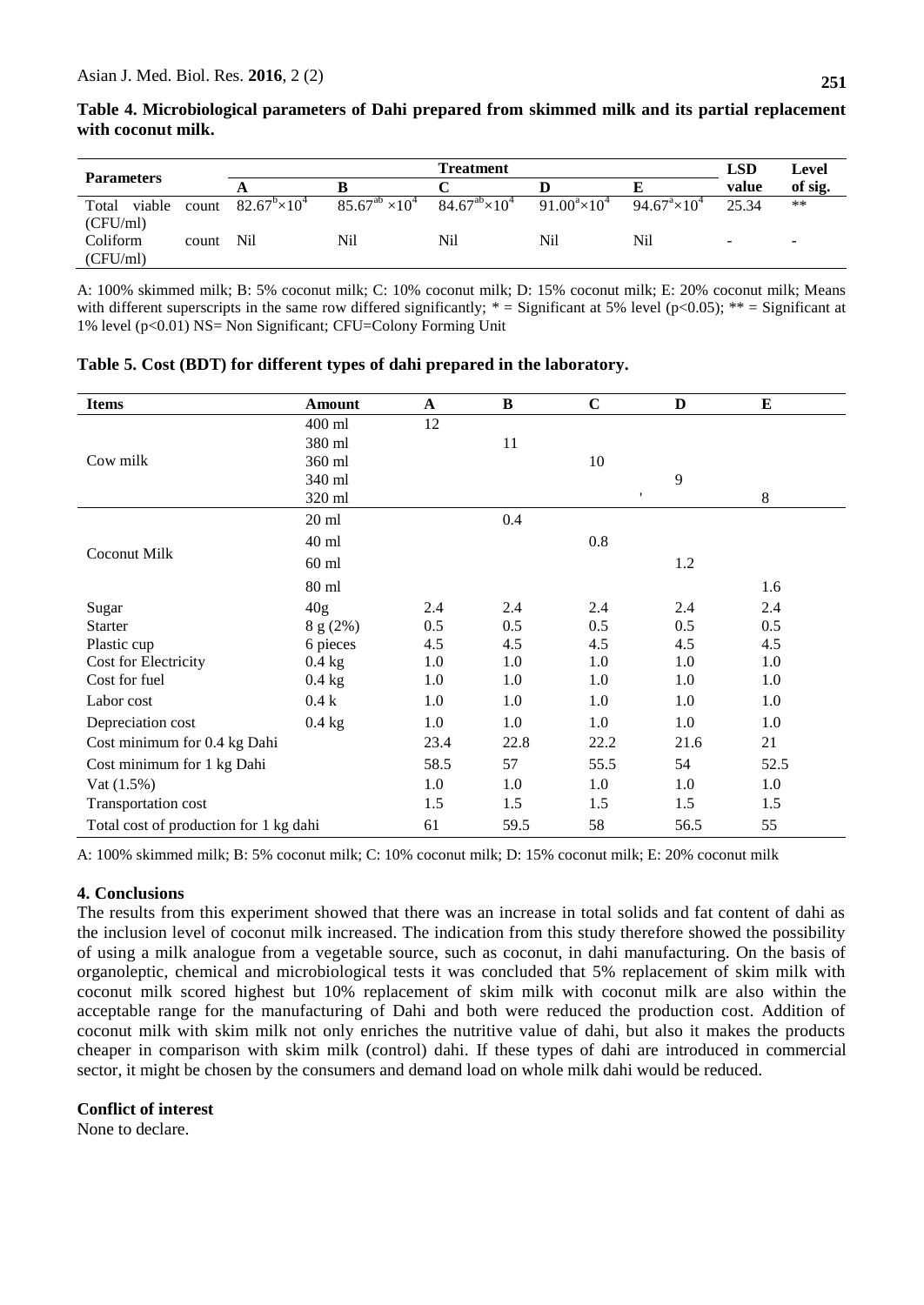**Table 4. Microbiological parameters of Dahi prepared from skimmed milk and its partial replacement with coconut milk.**

| Parameters | Treatment | | | | | LSD value | Level of sig. |
|---|---|---|---|---|---|---|---|
| | A | B | C | D | E | | |
| Total viable count (CFU/ml) | $82.67^{b}\times10^{4}$ | $85.67^{ab}\times10^{4}$ | $84.67^{ab}\times10^{4}$ | $91.00^{a}\times10^{4}$ | $94.67^{a}\times10^{4}$ | 25.34 | ** |
| Coliform count (CFU/ml) | Nil | Nil | Nil | Nil | Nil | - | - |

A: 100% skimmed milk; B: 5% coconut milk; C: 10% coconut milk; D: 15% coconut milk; E: 20% coconut milk; Means with different superscripts in the same row differed significantly; * = Significant at 5% level ($p<0.05$); ** = Significant at 1% level ($p<0.01$) NS= Non Significant; CFU=Colony Forming Unit

**Table 5. Cost (BDT) for different types of dahi prepared in the laboratory.**

| Items | Amount | A | B | C | D | E |
|---|---|---|---|---|---|---|
| Cow milk | 400 ml | 12 | | | | |
| | 380 ml | | 11 | | | |
| | 360 ml | | | 10 | | |
| | 340 ml | | | | 9 | |
| | 320 ml | | | | | 8 |
| Coconut Milk | 20 ml | | 0.4 | | | |
| | 40 ml | | | 0.8 | | |
| | 60 ml | | | | 1.2 | |
| | 80 ml | | | | | 1.6 |
| Sugar | 40g | 2.4 | 2.4 | 2.4 | 2.4 | 2.4 |
| Starter | 8 g (2%) | 0.5 | 0.5 | 0.5 | 0.5 | 0.5 |
| Plastic cup | 6 pieces | 4.5 | 4.5 | 4.5 | 4.5 | 4.5 |
| Cost for Electricity | 0.4 kg | 1.0 | 1.0 | 1.0 | 1.0 | 1.0 |
| Cost for fuel | 0.4 kg | 1.0 | 1.0 | 1.0 | 1.0 | 1.0 |
| Labor cost | 0.4 k | 1.0 | 1.0 | 1.0 | 1.0 | 1.0 |
| Depreciation cost | 0.4 kg | 1.0 | 1.0 | 1.0 | 1.0 | 1.0 |
| Cost minimum for 0.4 kg Dahi | | 23.4 | 22.8 | 22.2 | 21.6 | 21 |
| Cost minimum for 1 kg Dahi | | 58.5 | 57 | 55.5 | 54 | 52.5 |
| Vat (1.5%) | | 1.0 | 1.0 | 1.0 | 1.0 | 1.0 |
| Transportation cost | | 1.5 | 1.5 | 1.5 | 1.5 | 1.5 |
| Total cost of production for 1 kg dahi | | 61 | 59.5 | 58 | 56.5 | 55 |

A: 100% skimmed milk; B: 5% coconut milk; C: 10% coconut milk; D: 15% coconut milk; E: 20% coconut milk

## 4. Conclusions

The results from this experiment showed that there was an increase in total solids and fat content of dahi as the inclusion level of coconut milk increased. The indication from this study therefore showed the possibility of using a milk analogue from a vegetable source, such as coconut, in dahi manufacturing. On the basis of organoleptic, chemical and microbiological tests it was concluded that 5% replacement of skim milk with coconut milk scored highest but 10% replacement of skim milk with coconut milk are also within the acceptable range for the manufacturing of Dahi and both were reduced the production cost. Addition of coconut milk with skim milk not only enriches the nutritive value of dahi, but also it makes the products cheaper in comparison with skim milk (control) dahi. If these types of dahi are introduced in commercial sector, it might be chosen by the consumers and demand load on whole milk dahi would be reduced.

## Conflict of interest

None to declare.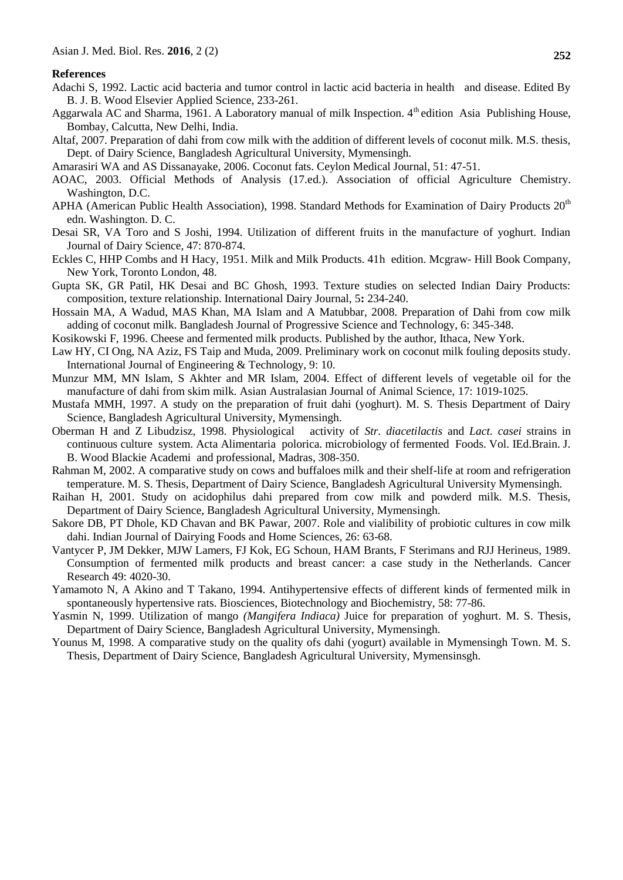**References**

Adachi S, 1992. Lactic acid bacteria and tumor control in lactic acid bacteria in health and disease. Edited By B. J. B. Wood Elsevier Applied Science, 233-261.

Aggarwala AC and Sharma, 1961. A Laboratory manual of milk Inspection. 4th edition Asia Publishing House, Bombay, Calcutta, New Delhi, India.

Altaf, 2007. Preparation of dahi from cow milk with the addition of different levels of coconut milk. M.S. thesis, Dept. of Dairy Science, Bangladesh Agricultural University, Mymensingh.

Amarasiri WA and AS Dissanayake, 2006. Coconut fats. Ceylon Medical Journal, 51: 47-51.

AOAC, 2003. Official Methods of Analysis (17.ed.). Association of official Agriculture Chemistry. Washington, D.C.

APHA (American Public Health Association), 1998. Standard Methods for Examination of Dairy Products 20th edn. Washington. D. C.

Desai SR, VA Toro and S Joshi, 1994. Utilization of different fruits in the manufacture of yoghurt. Indian Journal of Dairy Science, 47: 870-874.

Eckles C, HHP Combs and H Hacy, 1951. Milk and Milk Products. 41h edition. Mcgraw- Hill Book Company, New York, Toronto London, 48.

Gupta SK, GR Patil, HK Desai and BC Ghosh, 1993. Texture studies on selected Indian Dairy Products: composition, texture relationship. International Dairy Journal, 5**:** 234-240.

Hossain MA, A Wadud, MAS Khan, MA Islam and A Matubbar, 2008. Preparation of Dahi from cow milk adding of coconut milk. Bangladesh Journal of Progressive Science and Technology, 6: 345-348.

Kosikowski F, 1996. Cheese and fermented milk products. Published by the author, Ithaca, New York.

Law HY, CI Ong, NA Aziz, FS Taip and Muda, 2009. Preliminary work on coconut milk fouling deposits study. International Journal of Engineering & Technology, 9: 10.

Munzur MM, MN Islam, S Akhter and MR Islam, 2004. Effect of different levels of vegetable oil for the manufacture of dahi from skim milk. Asian Australasian Journal of Animal Science, 17: 1019-1025.

Mustafa MMH, 1997. A study on the preparation of fruit dahi (yoghurt). M. S. Thesis Department of Dairy Science, Bangladesh Agricultural University, Mymensingh.

Oberman H and Z Libudzisz, 1998. Physiological activity of *Str. diacetilactis* and *Lact. casei* strains in continuous culture system. Acta Alimentaria polorica. microbiology of fermented Foods. Vol. IEd.Brain. J. B. Wood Blackie Academi and professional, Madras, 308-350.

Rahman M, 2002. A comparative study on cows and buffaloes milk and their shelf-life at room and refrigeration temperature. M. S. Thesis, Department of Dairy Science, Bangladesh Agricultural University Mymensingh.

Raihan H, 2001. Study on acidophilus dahi prepared from cow milk and powderd milk. M.S. Thesis, Department of Dairy Science, Bangladesh Agricultural University, Mymensingh.

Sakore DB, PT Dhole, KD Chavan and BK Pawar, 2007. Role and vialibility of probiotic cultures in cow milk dahi. Indian Journal of Dairying Foods and Home Sciences, 26: 63-68.

Vantycer P, JM Dekker, MJW Lamers, FJ Kok, EG Schoun, HAM Brants, F Sterimans and RJJ Herineus, 1989. Consumption of fermented milk products and breast cancer: a case study in the Netherlands. Cancer Research 49: 4020-30.

Yamamoto N, A Akino and T Takano, 1994. Antihypertensive effects of different kinds of fermented milk in spontaneously hypertensive rats. Biosciences, Biotechnology and Biochemistry, 58: 77-86.

Yasmin N, 1999. Utilization of mango *(Mangifera Indiaca)* Juice for preparation of yoghurt. M. S. Thesis, Department of Dairy Science, Bangladesh Agricultural University, Mymensingh.

Younus M, 1998. A comparative study on the quality ofs dahi (yogurt) available in Mymensingh Town. M. S. Thesis, Department of Dairy Science, Bangladesh Agricultural University, Mymensinsgh.